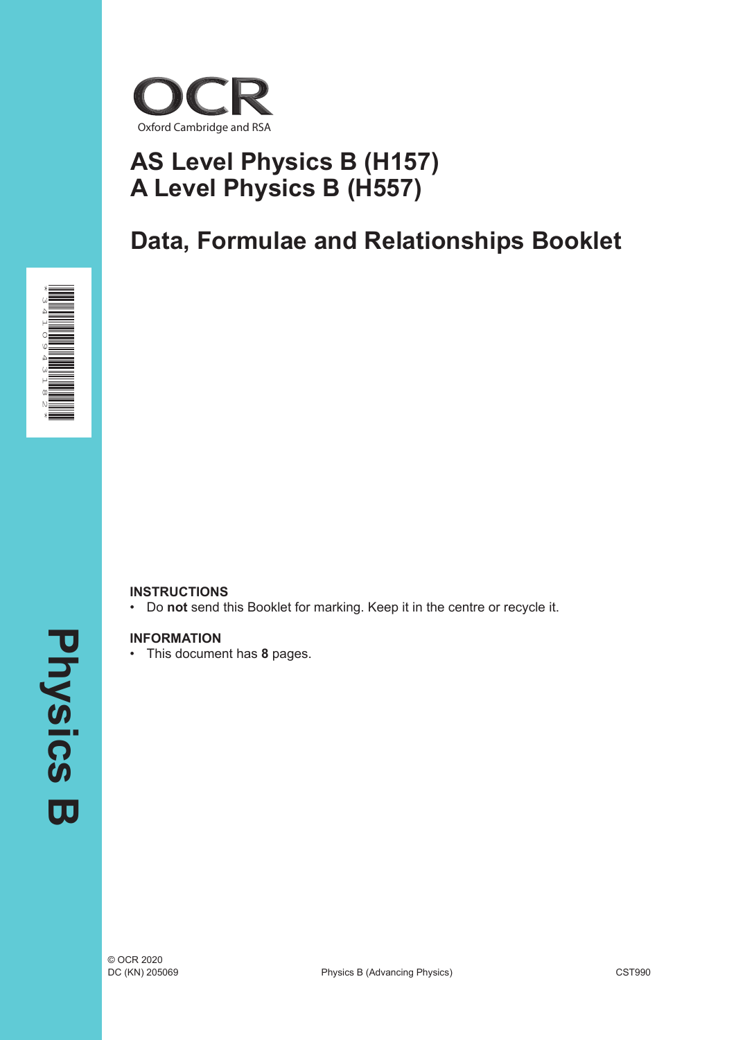OCR

Oxford Cambridge and RSA

# AS Level Physics B (H157)
# A Level Physics B (H557)

## Data, Formulae and Relationships Booklet

**INSTRUCTIONS**
- Do **not** send this Booklet for marking. Keep it in the centre or recycle it.

**INFORMATION**
- This document has **8** pages.

© OCR 2020
DC (KN) 205069

Physics B (Advancing Physics)

CST990

Physics B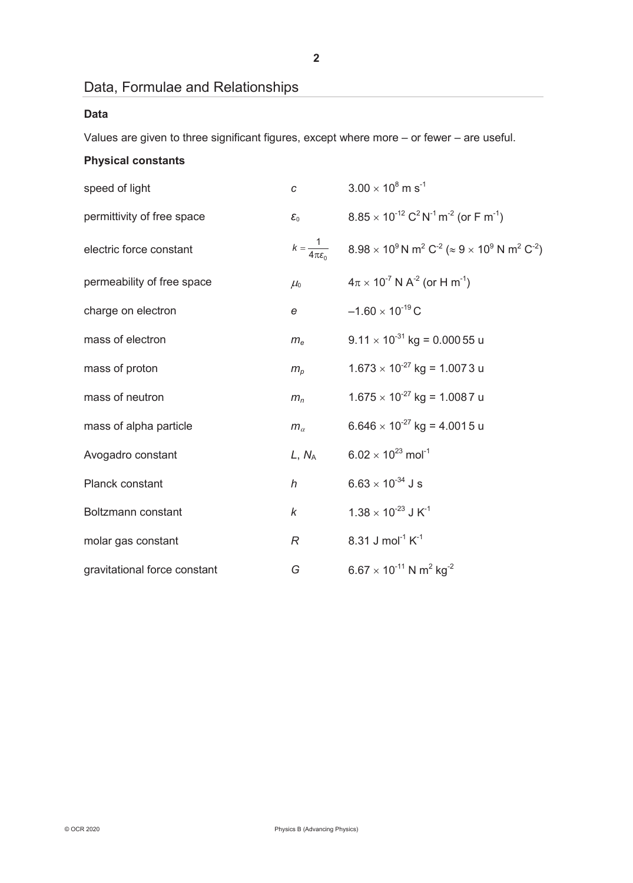## Data, Formulae and Relationships

### Data

Values are given to three significant figures, except where more – or fewer – are useful.

### Physical constants

| | | |
|---|---|---|
| speed of light | $c$ | $3.00 \times 10^{8}$ m s$^{-1}$ |
| permittivity of free space | $\varepsilon_0$ | $8.85 \times 10^{-12}$ C$^{2}$ N$^{-1}$ m$^{-2}$ (or F m$^{-1}$) |
| electric force constant | $k = \frac{1}{4\pi\varepsilon_0}$ | $8.98 \times 10^{9}$ N m$^{2}$ C$^{-2}$ ($\approx 9 \times 10^{9}$ N m$^{2}$ C$^{-2}$) |
| permeability of free space | $\mu_0$ | $4\pi \times 10^{-7}$ N A$^{-2}$ (or H m$^{-1}$) |
| charge on electron | $e$ | $-1.60 \times 10^{-19}$ C |
| mass of electron | $m_e$ | $9.11 \times 10^{-31}$ kg = 0.000 55 u |
| mass of proton | $m_p$ | $1.673 \times 10^{-27}$ kg = 1.007 3 u |
| mass of neutron | $m_n$ | $1.675 \times 10^{-27}$ kg = 1.008 7 u |
| mass of alpha particle | $m_\alpha$ | $6.646 \times 10^{-27}$ kg = 4.001 5 u |
| Avogadro constant | $L$, $N_A$ | $6.02 \times 10^{23}$ mol$^{-1}$ |
| Planck constant | $h$ | $6.63 \times 10^{-34}$ J s |
| Boltzmann constant | $k$ | $1.38 \times 10^{-23}$ J K$^{-1}$ |
| molar gas constant | $R$ | 8.31 J mol$^{-1}$ K$^{-1}$ |
| gravitational force constant | $G$ | $6.67 \times 10^{-11}$ N m$^{2}$ kg$^{-2}$ |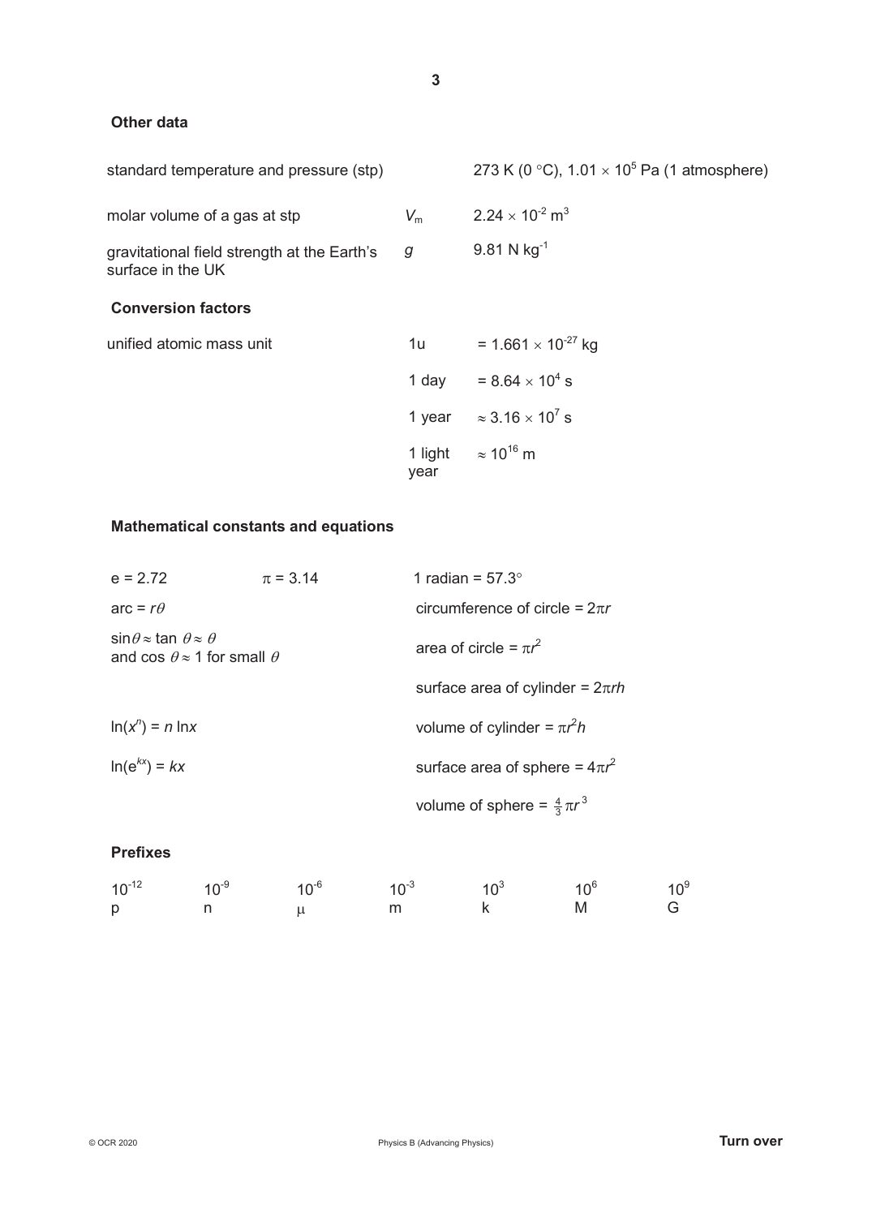## Other data

| | | |
|---|---|---|
| standard temperature and pressure (stp) | | 273 K (0 °C), $1.01 \times 10^5$ Pa (1 atmosphere) |
| molar volume of a gas at stp | $V_m$ | $2.24 \times 10^{-2}$ m$^3$ |
| gravitational field strength at the Earth's surface in the UK | $g$ | 9.81 N kg$^{-1}$ |

## Conversion factors

| | | |
|---|---|---|
| unified atomic mass unit | 1u | $= 1.661 \times 10^{-27}$ kg |
| | 1 day | $= 8.64 \times 10^4$ s |
| | 1 year | $\approx 3.16 \times 10^7$ s |
| | 1 light year | $\approx 10^{16}$ m |

## Mathematical constants and equations

| | | |
|---|---|---|
| $e = 2.72$ | $\pi = 3.14$ | 1 radian = 57.3° |
| arc = $r\theta$ | | circumference of circle = $2\pi r$ |
| $\sin\theta \approx \tan\theta \approx \theta$ and $\cos\theta \approx 1$ for small $\theta$ | | area of circle = $\pi r^2$ |
| | | surface area of cylinder = $2\pi rh$ |
| $\ln(x^n) = n \ln x$ | | volume of cylinder = $\pi r^2 h$ |
| $\ln(e^{kx}) = kx$ | | surface area of sphere = $4\pi r^2$ |
| | | volume of sphere = $\frac{4}{3}\pi r^3$ |

## Prefixes

| $10^{-12}$ | $10^{-9}$ | $10^{-6}$ | $10^{-3}$ | $10^{3}$ | $10^{6}$ | $10^{9}$ |
|---|---|---|---|---|---|---|
| p | n | μ | m | k | M | G |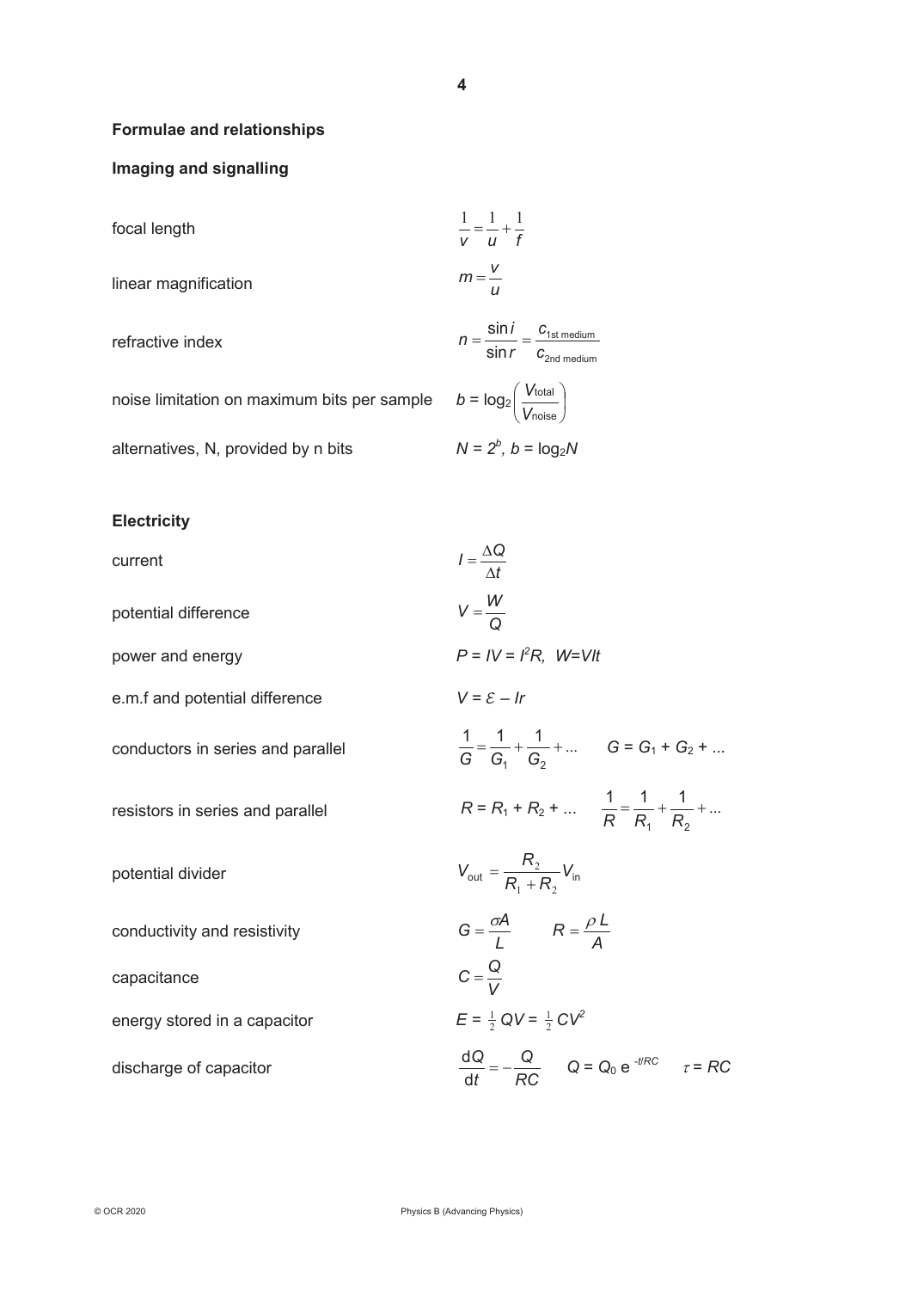## Formulae and relationships

### Imaging and signalling

| | |
|---|---|
| focal length | $\frac{1}{v} = \frac{1}{u} + \frac{1}{f}$ |
| linear magnification | $m = \frac{v}{u}$ |
| refractive index | $n = \frac{\sin i}{\sin r} = \frac{c_{\text{1st medium}}}{c_{\text{2nd medium}}}$ |
| noise limitation on maximum bits per sample | $b = \log_2 \left( \frac{V_{\text{total}}}{V_{\text{noise}}} \right)$ |
| alternatives, N, provided by n bits | $N = 2^b$, $b = \log_2 N$ |

### Electricity

| | |
|---|---|
| current | $I = \frac{\Delta Q}{\Delta t}$ |
| potential difference | $V = \frac{W}{Q}$ |
| power and energy | $P = IV = I^2R$, $W = VIt$ |
| e.m.f and potential difference | $V = \mathcal{E} - Ir$ |
| conductors in series and parallel | $\frac{1}{G} = \frac{1}{G_1} + \frac{1}{G_2} + \ldots$ $\quad G = G_1 + G_2 + \ldots$ |
| resistors in series and parallel | $R = R_1 + R_2 + \ldots$ $\quad \frac{1}{R} = \frac{1}{R_1} + \frac{1}{R_2} + \ldots$ |
| potential divider | $V_{\text{out}} = \frac{R_2}{R_1 + R_2} V_{\text{in}}$ |
| conductivity and resistivity | $G = \frac{\sigma A}{L}$ $\quad R = \frac{\rho L}{A}$ |
| capacitance | $C = \frac{Q}{V}$ |
| energy stored in a capacitor | $E = \frac{1}{2} QV = \frac{1}{2} CV^2$ |
| discharge of capacitor | $\frac{\mathrm{d}Q}{\mathrm{d}t} = -\frac{Q}{RC}$ $\quad Q = Q_0 \, e^{-t/RC}$ $\quad \tau = RC$ |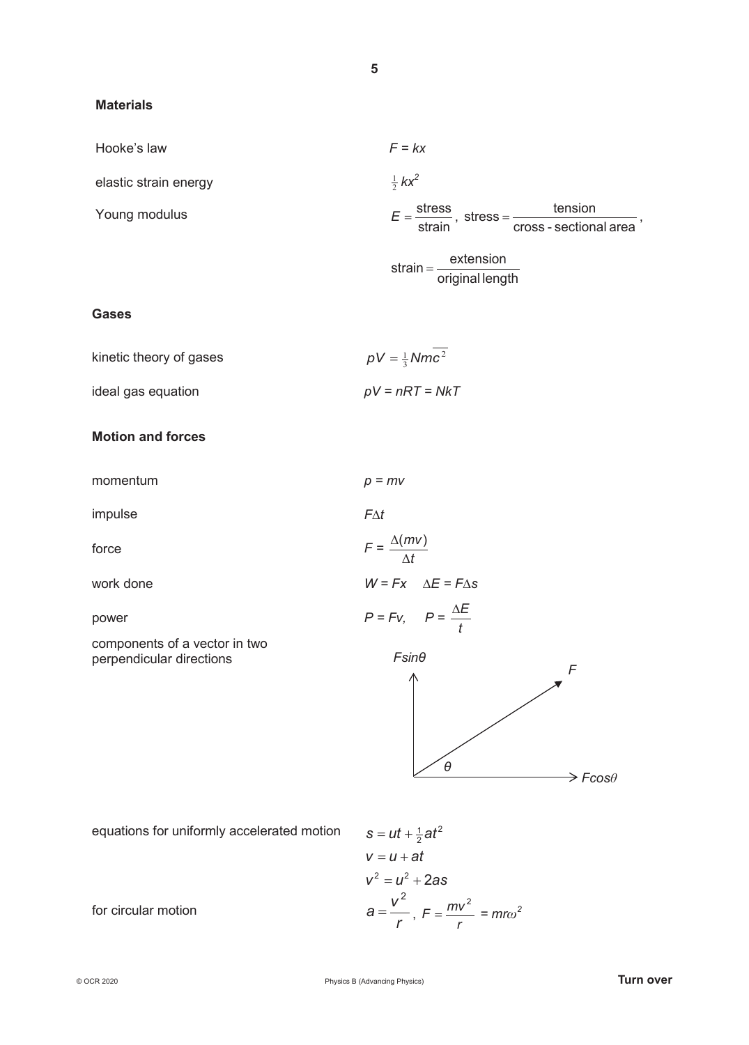### Materials

| | |
|---|---|
| Hooke's law | $F = kx$ |
| elastic strain energy | $\frac{1}{2}kx^2$ |
| Young modulus | $E = \frac{\text{stress}}{\text{strain}}$, $\text{stress} = \frac{\text{tension}}{\text{cross - sectional area}}$, $\text{strain} = \frac{\text{extension}}{\text{original length}}$ |

### Gases

| | |
|---|---|
| kinetic theory of gases | $pV = \frac{1}{3}Nm\overline{c^2}$ |
| ideal gas equation | $pV = nRT = NkT$ |

### Motion and forces

| | |
|---|---|
| momentum | $p = mv$ |
| impulse | $F\Delta t$ |
| force | $F = \frac{\Delta(mv)}{\Delta t}$ |
| work done | $W = Fx \quad \Delta E = F\Delta s$ |
| power | $P = Fv, \quad P = \frac{\Delta E}{t}$ |
| components of a vector in two perpendicular directions | $F\sin\theta$, $F\cos\theta$ (vector $F$ at angle $\theta$) |
| equations for uniformly accelerated motion | $s = ut + \frac{1}{2}at^2$ <br> $v = u + at$ <br> $v^2 = u^2 + 2as$ |
| for circular motion | $a = \frac{v^2}{r}$, $F = \frac{mv^2}{r} = mr\omega^2$ |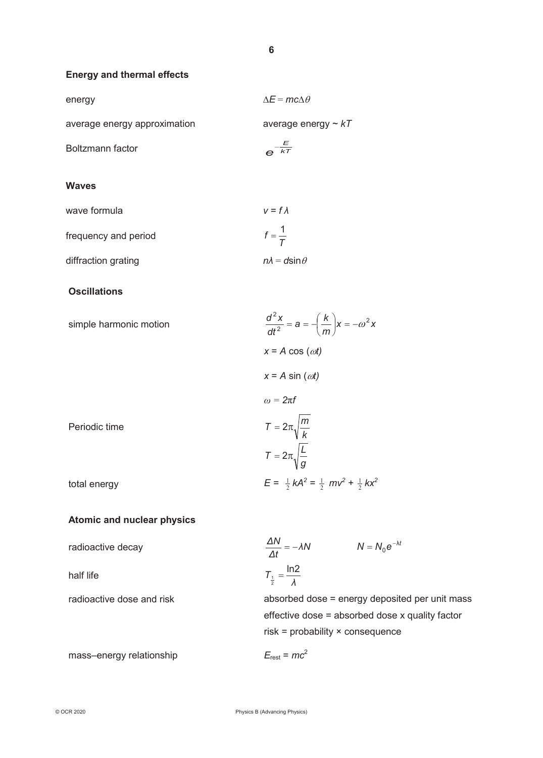## Energy and thermal effects

| | |
|---|---|
| energy | $\Delta E = mc\Delta\theta$ |
| average energy approximation | average energy ~ $kT$ |
| Boltzmann factor | $e^{-\frac{E}{kT}}$ |

## Waves

| | |
|---|---|
| wave formula | $v = f\lambda$ |
| frequency and period | $f = \dfrac{1}{T}$ |
| diffraction grating | $n\lambda = d\sin\theta$ |

## Oscillations

| | |
|---|---|
| simple harmonic motion | $\dfrac{d^2x}{dt^2} = a = -\left(\dfrac{k}{m}\right)x = -\omega^2 x$ |
| | $x = A\cos(\omega t)$ |
| | $x = A\sin(\omega t)$ |
| | $\omega = 2\pi f$ |
| Periodic time | $T = 2\pi\sqrt{\dfrac{m}{k}}$ |
| | $T = 2\pi\sqrt{\dfrac{L}{g}}$ |
| total energy | $E = \frac{1}{2}kA^2 = \frac{1}{2}mv^2 + \frac{1}{2}kx^2$ |

## Atomic and nuclear physics

| | |
|---|---|
| radioactive decay | $\dfrac{\Delta N}{\Delta t} = -\lambda N \qquad N = N_0 e^{-\lambda t}$ |
| half life | $T_{\frac{1}{2}} = \dfrac{\ln 2}{\lambda}$ |
| radioactive dose and risk | absorbed dose = energy deposited per unit mass |
| | effective dose = absorbed dose x quality factor |
| | risk = probability × consequence |
| mass–energy relationship | $E_{rest} = mc^2$ |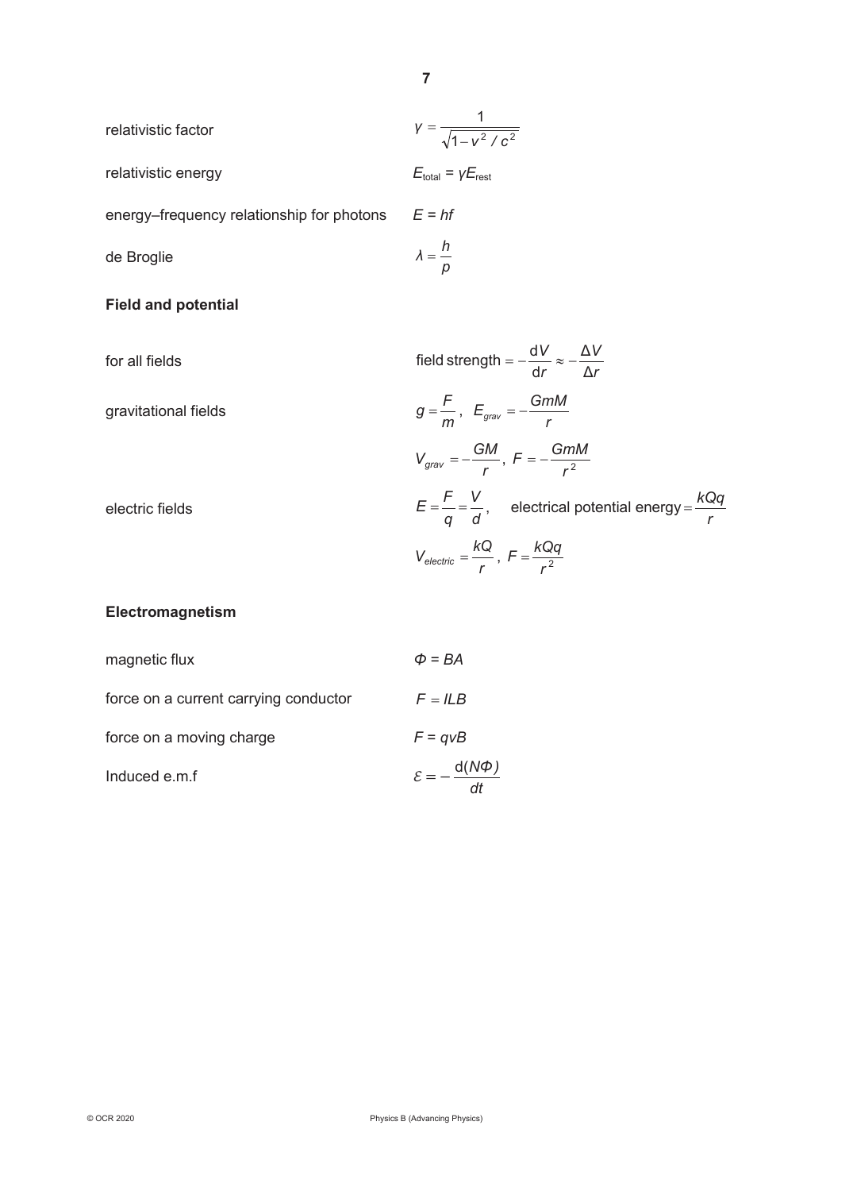relativistic factor $\gamma = \dfrac{1}{\sqrt{1 - v^2 / c^2}}$

relativistic energy $E_{\text{total}} = \gamma E_{\text{rest}}$

energy–frequency relationship for photons $E = hf$

de Broglie $\lambda = \dfrac{h}{p}$

**Field and potential**

for all fields $\text{field strength} = -\dfrac{\mathrm{d}V}{\mathrm{d}r} \approx -\dfrac{\Delta V}{\Delta r}$

gravitational fields $g = \dfrac{F}{m}$, $E_{grav} = -\dfrac{GmM}{r}$

$V_{grav} = -\dfrac{GM}{r}$, $F = -\dfrac{GmM}{r^2}$

electric fields $E = \dfrac{F}{q} = \dfrac{V}{d}$, electrical potential energy $= \dfrac{kQq}{r}$

$V_{electric} = \dfrac{kQ}{r}$, $F = \dfrac{kQq}{r^2}$

**Electromagnetism**

magnetic flux $\Phi = BA$

force on a current carrying conductor $F = ILB$

force on a moving charge $F = qvB$

Induced e.m.f $\mathcal{E} = -\dfrac{\mathrm{d}(N\Phi)}{dt}$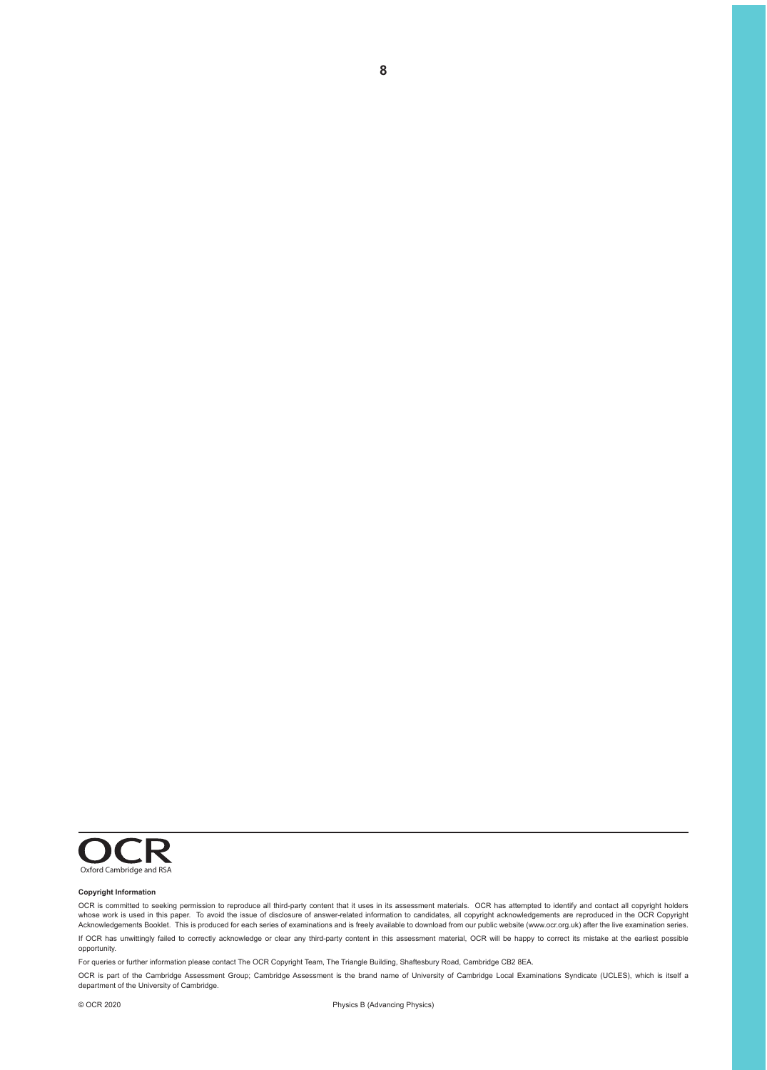OCR
Oxford Cambridge and RSA

**Copyright Information**

OCR is committed to seeking permission to reproduce all third-party content that it uses in its assessment materials. OCR has attempted to identify and contact all copyright holders whose work is used in this paper. To avoid the issue of disclosure of answer-related information to candidates, all copyright acknowledgements are reproduced in the OCR Copyright Acknowledgements Booklet. This is produced for each series of examinations and is freely available to download from our public website (www.ocr.org.uk) after the live examination series.

If OCR has unwittingly failed to correctly acknowledge or clear any third-party content in this assessment material, OCR will be happy to correct its mistake at the earliest possible opportunity.

For queries or further information please contact The OCR Copyright Team, The Triangle Building, Shaftesbury Road, Cambridge CB2 8EA.

OCR is part of the Cambridge Assessment Group; Cambridge Assessment is the brand name of University of Cambridge Local Examinations Syndicate (UCLES), which is itself a department of the University of Cambridge.

© OCR 2020 Physics B (Advancing Physics)